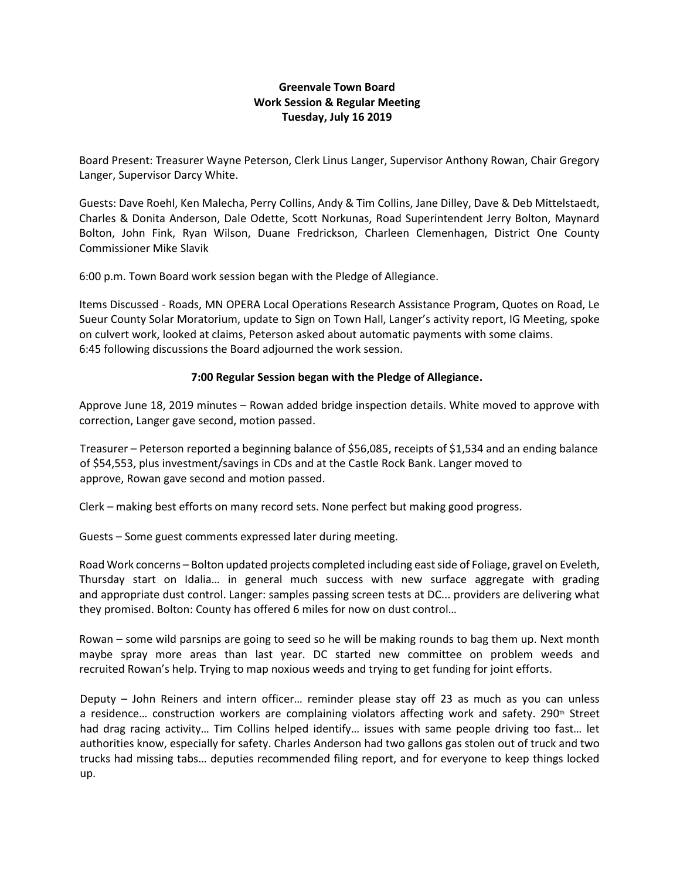**Greenvale Town Board**
**Work Session & Regular Meeting**
**Tuesday, July 16 2019**

Board Present: Treasurer Wayne Peterson, Clerk Linus Langer, Supervisor Anthony Rowan, Chair Gregory Langer, Supervisor Darcy White.

Guests: Dave Roehl, Ken Malecha, Perry Collins, Andy & Tim Collins, Jane Dilley, Dave & Deb Mittelstaedt, Charles & Donita Anderson, Dale Odette, Scott Norkunas, Road Superintendent Jerry Bolton, Maynard Bolton, John Fink, Ryan Wilson, Duane Fredrickson, Charleen Clemenhagen, District One County Commissioner Mike Slavik

6:00 p.m. Town Board work session began with the Pledge of Allegiance.

Items Discussed - Roads, MN OPERA Local Operations Research Assistance Program, Quotes on Road, Le Sueur County Solar Moratorium, update to Sign on Town Hall, Langer's activity report, IG Meeting, spoke on culvert work, looked at claims, Peterson asked about automatic payments with some claims.
6:45 following discussions the Board adjourned the work session.

**7:00 Regular Session began with the Pledge of Allegiance.**

Approve June 18, 2019 minutes – Rowan added bridge inspection details. White moved to approve with correction, Langer gave second, motion passed.

Treasurer – Peterson reported a beginning balance of $56,085, receipts of $1,534 and an ending balance of $54,553, plus investment/savings in CDs and at the Castle Rock Bank. Langer moved to approve, Rowan gave second and motion passed.

Clerk – making best efforts on many record sets. None perfect but making good progress.

Guests – Some guest comments expressed later during meeting.

Road Work concerns – Bolton updated projects completed including east side of Foliage, gravel on Eveleth, Thursday start on Idalia… in general much success with new surface aggregate with grading and appropriate dust control. Langer: samples passing screen tests at DC... providers are delivering what they promised. Bolton: County has offered 6 miles for now on dust control…

Rowan – some wild parsnips are going to seed so he will be making rounds to bag them up. Next month maybe spray more areas than last year. DC started new committee on problem weeds and recruited Rowan's help. Trying to map noxious weeds and trying to get funding for joint efforts.

Deputy – John Reiners and intern officer… reminder please stay off 23 as much as you can unless a residence… construction workers are complaining violators affecting work and safety. 290th Street had drag racing activity… Tim Collins helped identify… issues with same people driving too fast… let authorities know, especially for safety. Charles Anderson had two gallons gas stolen out of truck and two trucks had missing tabs… deputies recommended filing report, and for everyone to keep things locked up.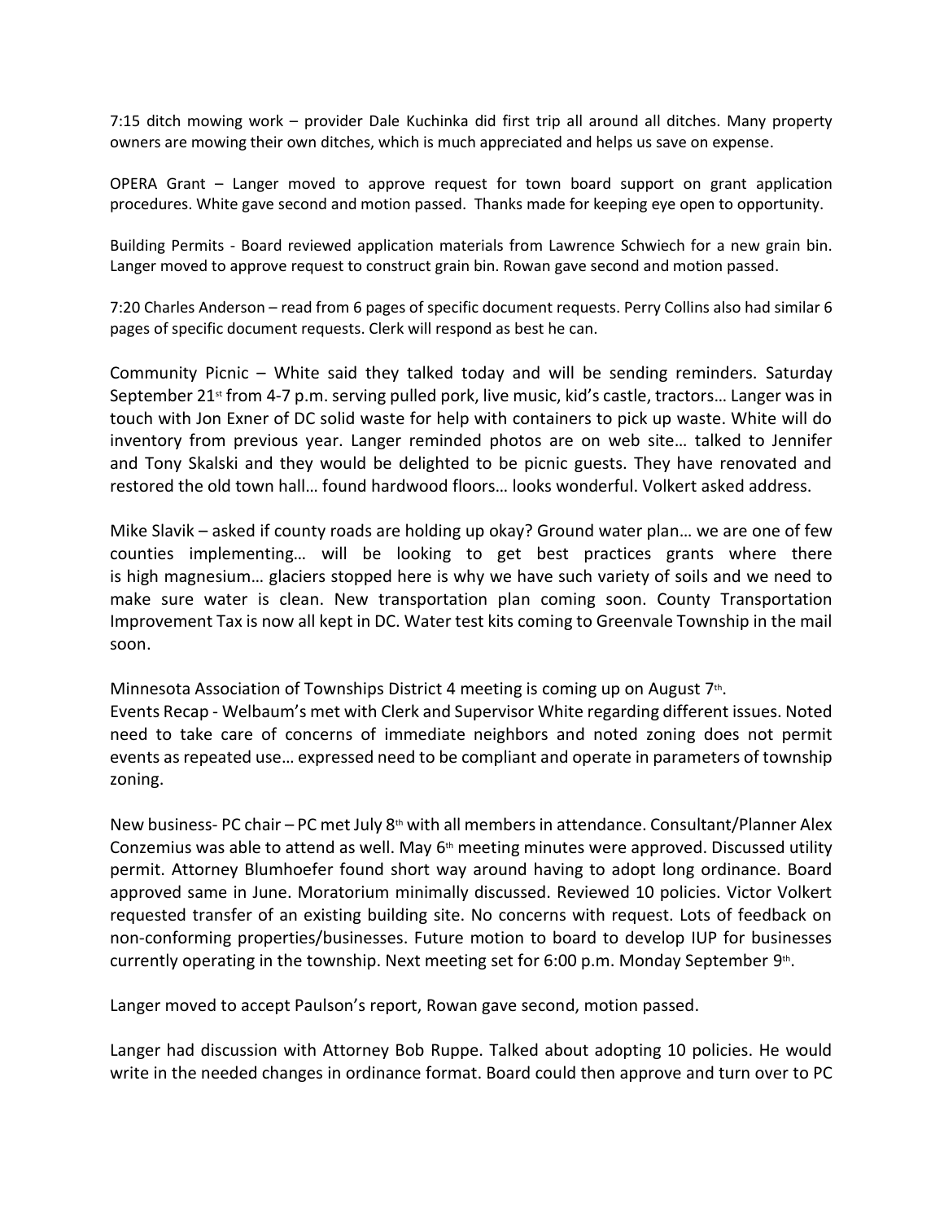7:15 ditch mowing work – provider Dale Kuchinka did first trip all around all ditches. Many property owners are mowing their own ditches, which is much appreciated and helps us save on expense.

OPERA Grant – Langer moved to approve request for town board support on grant application procedures. White gave second and motion passed. Thanks made for keeping eye open to opportunity.

Building Permits - Board reviewed application materials from Lawrence Schwiech for a new grain bin. Langer moved to approve request to construct grain bin. Rowan gave second and motion passed.

7:20 Charles Anderson – read from 6 pages of specific document requests. Perry Collins also had similar 6 pages of specific document requests. Clerk will respond as best he can.

Community Picnic – White said they talked today and will be sending reminders. Saturday September 21st from 4-7 p.m. serving pulled pork, live music, kid's castle, tractors… Langer was in touch with Jon Exner of DC solid waste for help with containers to pick up waste. White will do inventory from previous year. Langer reminded photos are on web site… talked to Jennifer and Tony Skalski and they would be delighted to be picnic guests. They have renovated and restored the old town hall… found hardwood floors… looks wonderful. Volkert asked address.

Mike Slavik – asked if county roads are holding up okay? Ground water plan… we are one of few counties implementing… will be looking to get best practices grants where there is high magnesium… glaciers stopped here is why we have such variety of soils and we need to make sure water is clean. New transportation plan coming soon. County Transportation Improvement Tax is now all kept in DC. Water test kits coming to Greenvale Township in the mail soon.

Minnesota Association of Townships District 4 meeting is coming up on August 7th.

Events Recap - Welbaum's met with Clerk and Supervisor White regarding different issues. Noted need to take care of concerns of immediate neighbors and noted zoning does not permit events as repeated use… expressed need to be compliant and operate in parameters of township zoning.

New business- PC chair – PC met July 8th with all members in attendance. Consultant/Planner Alex Conzemius was able to attend as well. May 6th meeting minutes were approved. Discussed utility permit. Attorney Blumhoefer found short way around having to adopt long ordinance. Board approved same in June. Moratorium minimally discussed. Reviewed 10 policies. Victor Volkert requested transfer of an existing building site. No concerns with request. Lots of feedback on non-conforming properties/businesses. Future motion to board to develop IUP for businesses currently operating in the township. Next meeting set for 6:00 p.m. Monday September 9th.

Langer moved to accept Paulson's report, Rowan gave second, motion passed.

Langer had discussion with Attorney Bob Ruppe. Talked about adopting 10 policies. He would write in the needed changes in ordinance format. Board could then approve and turn over to PC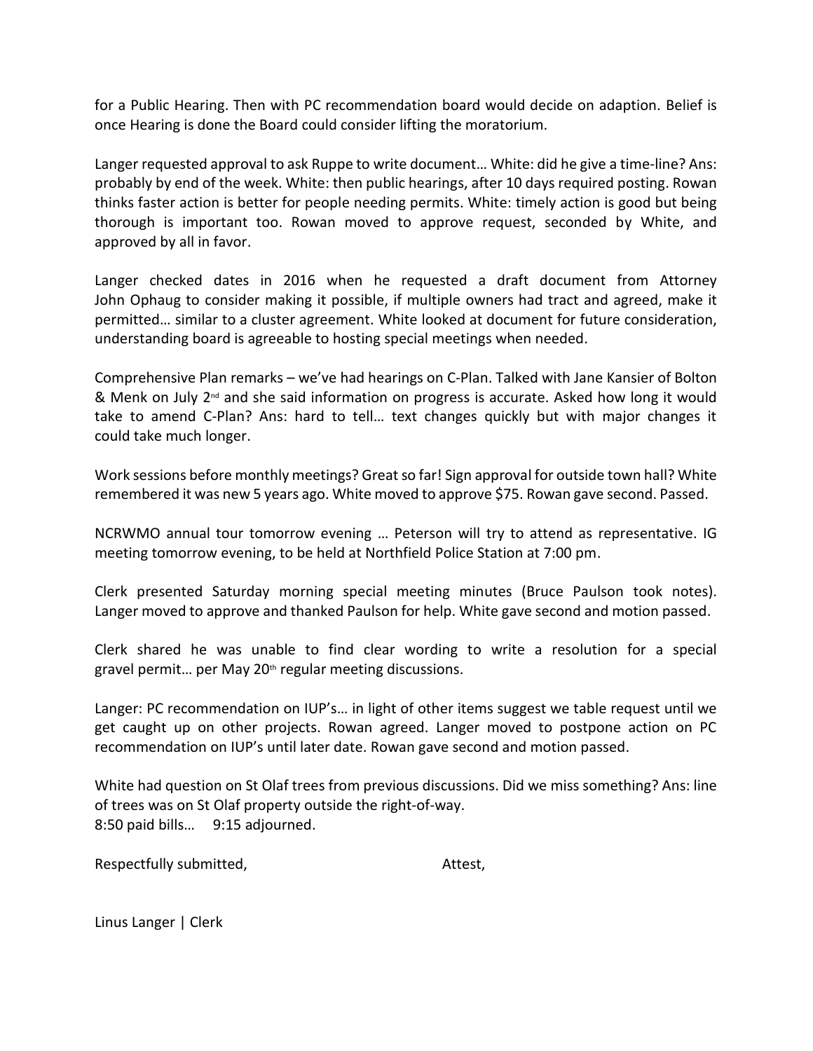for a Public Hearing. Then with PC recommendation board would decide on adaption. Belief is once Hearing is done the Board could consider lifting the moratorium.

Langer requested approval to ask Ruppe to write document… White: did he give a time-line? Ans: probably by end of the week. White: then public hearings, after 10 days required posting. Rowan thinks faster action is better for people needing permits. White: timely action is good but being thorough is important too. Rowan moved to approve request, seconded by White, and approved by all in favor.

Langer checked dates in 2016 when he requested a draft document from Attorney John Ophaug to consider making it possible, if multiple owners had tract and agreed, make it permitted… similar to a cluster agreement. White looked at document for future consideration, understanding board is agreeable to hosting special meetings when needed.

Comprehensive Plan remarks – we've had hearings on C-Plan. Talked with Jane Kansier of Bolton & Menk on July 2nd and she said information on progress is accurate. Asked how long it would take to amend C-Plan? Ans: hard to tell… text changes quickly but with major changes it could take much longer.

Work sessions before monthly meetings? Great so far! Sign approval for outside town hall? White remembered it was new 5 years ago. White moved to approve $75. Rowan gave second. Passed.

NCRWMO annual tour tomorrow evening … Peterson will try to attend as representative. IG meeting tomorrow evening, to be held at Northfield Police Station at 7:00 pm.

Clerk presented Saturday morning special meeting minutes (Bruce Paulson took notes). Langer moved to approve and thanked Paulson for help. White gave second and motion passed.

Clerk shared he was unable to find clear wording to write a resolution for a special gravel permit… per May 20th regular meeting discussions.

Langer: PC recommendation on IUP's… in light of other items suggest we table request until we get caught up on other projects. Rowan agreed. Langer moved to postpone action on PC recommendation on IUP's until later date. Rowan gave second and motion passed.

White had question on St Olaf trees from previous discussions. Did we miss something? Ans: line of trees was on St Olaf property outside the right-of-way.
8:50 paid bills… 9:15 adjourned.

Respectfully submitted, Attest,

Linus Langer | Clerk